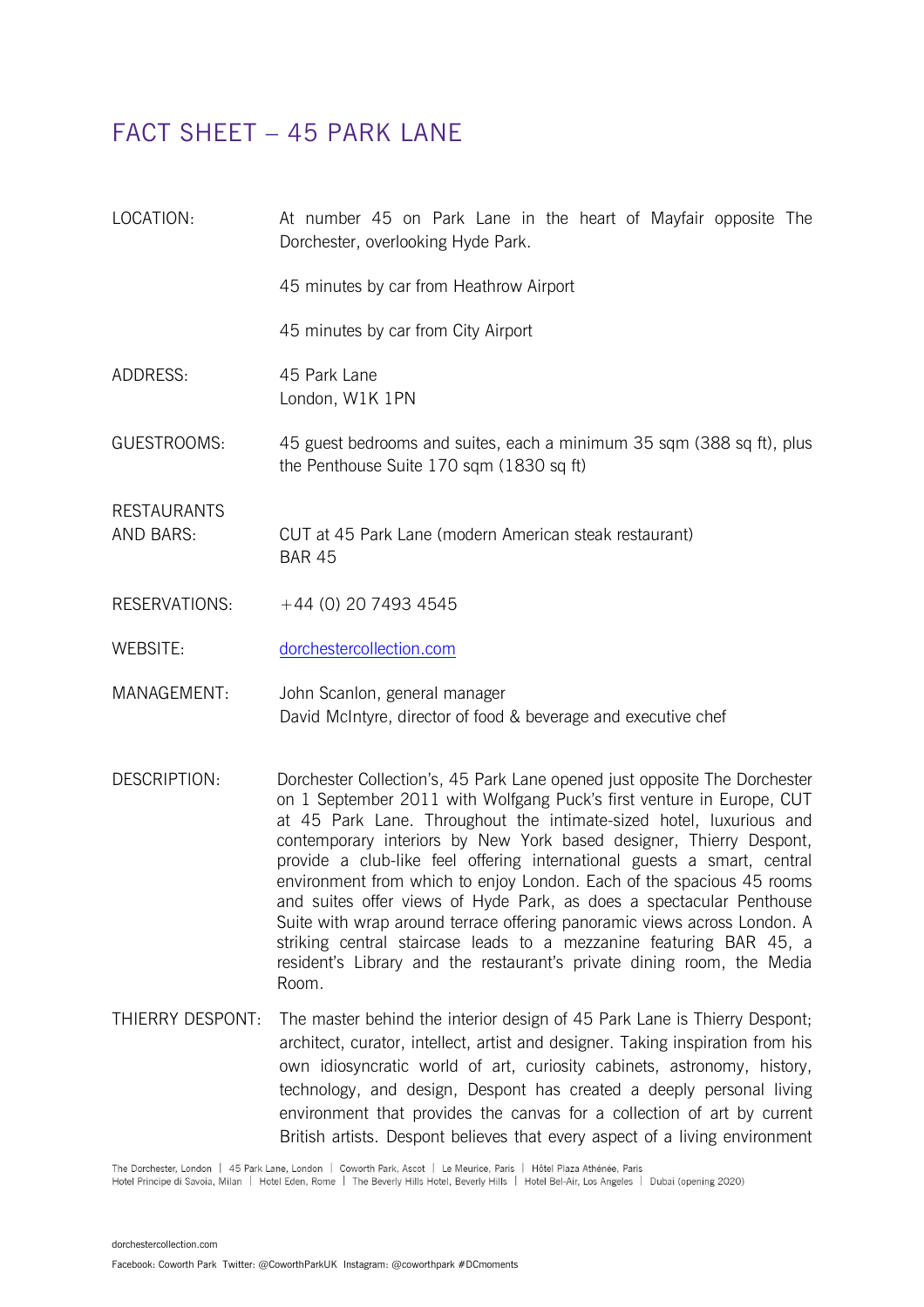# FACT SHEET – 45 PARK LANE

**LOCATION:** At number 45 on Park Lane in the heart of Mayfair opposite The Dorchester, overlooking Hyde Park.

45 minutes by car from Heathrow Airport

45 minutes by car from City Airport

**ADDRESS:** 45 Park Lane
London, W1K 1PN

**GUESTROOMS:** 45 guest bedrooms and suites, each a minimum 35 sqm (388 sq ft), plus the Penthouse Suite 170 sqm (1830 sq ft)

**RESTAURANTS AND BARS:** CUT at 45 Park Lane (modern American steak restaurant)
BAR 45

**RESERVATIONS:** +44 (0) 20 7493 4545

**WEBSITE:** dorchestercollection.com

**MANAGEMENT:** John Scanlon, general manager
David McIntyre, director of food & beverage and executive chef

**DESCRIPTION:** Dorchester Collection's, 45 Park Lane opened just opposite The Dorchester on 1 September 2011 with Wolfgang Puck's first venture in Europe, CUT at 45 Park Lane. Throughout the intimate-sized hotel, luxurious and contemporary interiors by New York based designer, Thierry Despont, provide a club-like feel offering international guests a smart, central environment from which to enjoy London. Each of the spacious 45 rooms and suites offer views of Hyde Park, as does a spectacular Penthouse Suite with wrap around terrace offering panoramic views across London. A striking central staircase leads to a mezzanine featuring BAR 45, a resident's Library and the restaurant's private dining room, the Media Room.

**THIERRY DESPONT:** The master behind the interior design of 45 Park Lane is Thierry Despont; architect, curator, intellect, artist and designer. Taking inspiration from his own idiosyncratic world of art, curiosity cabinets, astronomy, history, technology, and design, Despont has created a deeply personal living environment that provides the canvas for a collection of art by current British artists. Despont believes that every aspect of a living environment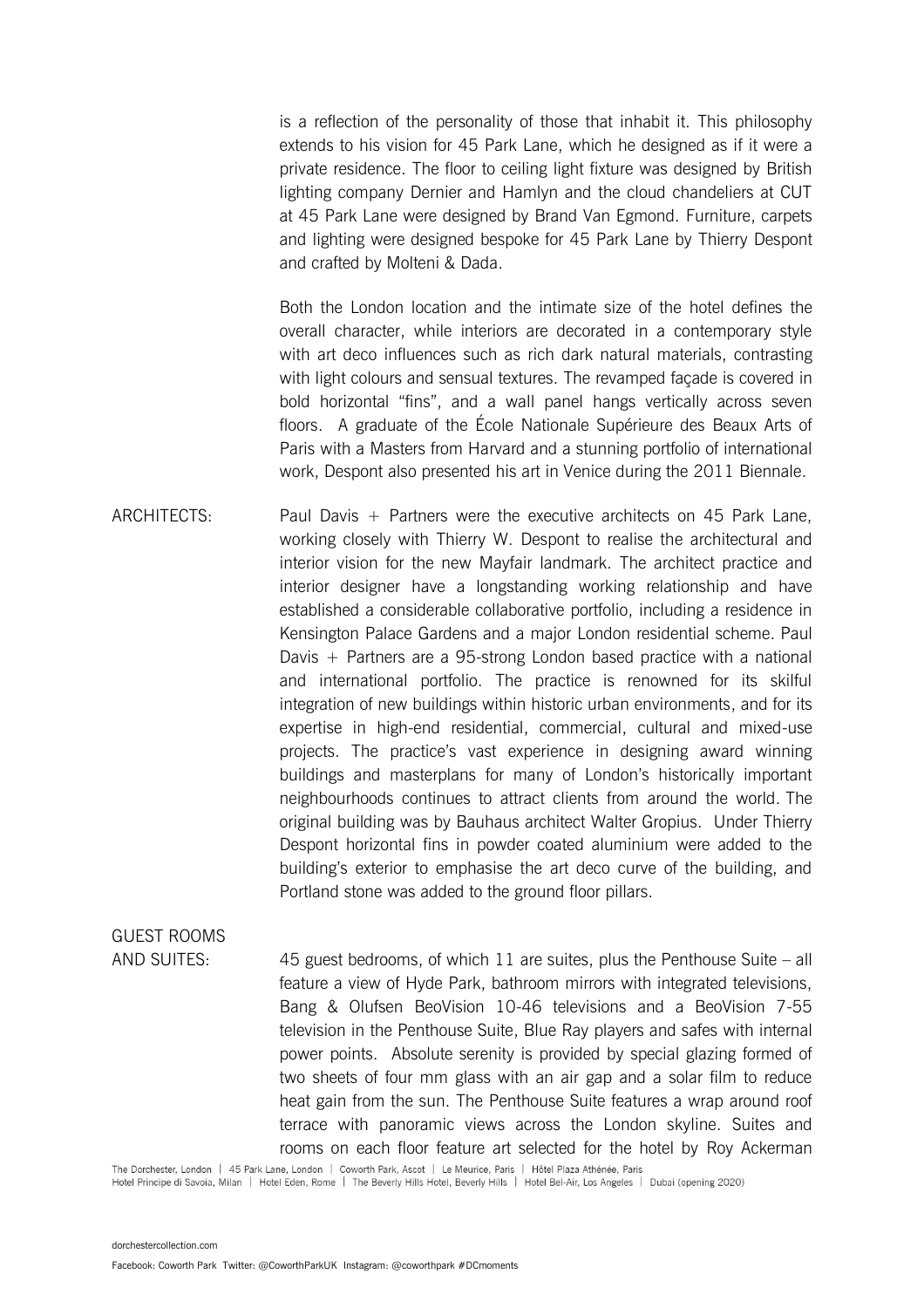is a reflection of the personality of those that inhabit it. This philosophy extends to his vision for 45 Park Lane, which he designed as if it were a private residence. The floor to ceiling light fixture was designed by British lighting company Dernier and Hamlyn and the cloud chandeliers at CUT at 45 Park Lane were designed by Brand Van Egmond. Furniture, carpets and lighting were designed bespoke for 45 Park Lane by Thierry Despont and crafted by Molteni & Dada.

Both the London location and the intimate size of the hotel defines the overall character, while interiors are decorated in a contemporary style with art deco influences such as rich dark natural materials, contrasting with light colours and sensual textures. The revamped façade is covered in bold horizontal "fins", and a wall panel hangs vertically across seven floors. A graduate of the École Nationale Supérieure des Beaux Arts of Paris with a Masters from Harvard and a stunning portfolio of international work, Despont also presented his art in Venice during the 2011 Biennale.

**ARCHITECTS:** Paul Davis + Partners were the executive architects on 45 Park Lane, working closely with Thierry W. Despont to realise the architectural and interior vision for the new Mayfair landmark. The architect practice and interior designer have a longstanding working relationship and have established a considerable collaborative portfolio, including a residence in Kensington Palace Gardens and a major London residential scheme. Paul Davis + Partners are a 95-strong London based practice with a national and international portfolio. The practice is renowned for its skilful integration of new buildings within historic urban environments, and for its expertise in high-end residential, commercial, cultural and mixed-use projects. The practice's vast experience in designing award winning buildings and masterplans for many of London's historically important neighbourhoods continues to attract clients from around the world. The original building was by Bauhaus architect Walter Gropius. Under Thierry Despont horizontal fins in powder coated aluminium were added to the building's exterior to emphasise the art deco curve of the building, and Portland stone was added to the ground floor pillars.

**GUEST ROOMS AND SUITES:** 45 guest bedrooms, of which 11 are suites, plus the Penthouse Suite – all feature a view of Hyde Park, bathroom mirrors with integrated televisions, Bang & Olufsen BeoVision 10-46 televisions and a BeoVision 7-55 television in the Penthouse Suite, Blue Ray players and safes with internal power points. Absolute serenity is provided by special glazing formed of two sheets of four mm glass with an air gap and a solar film to reduce heat gain from the sun. The Penthouse Suite features a wrap around roof terrace with panoramic views across the London skyline. Suites and rooms on each floor feature art selected for the hotel by Roy Ackerman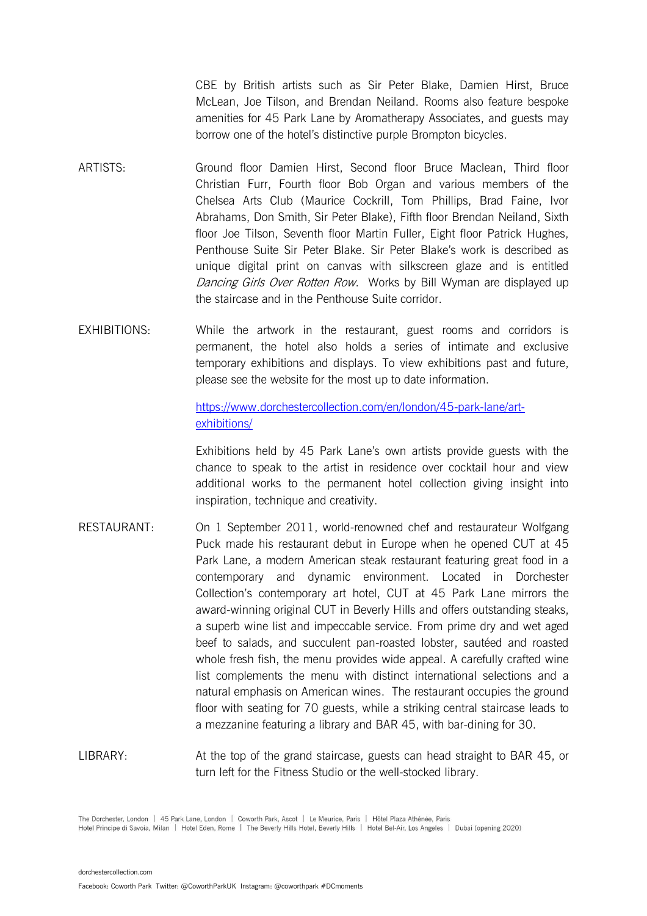CBE by British artists such as Sir Peter Blake, Damien Hirst, Bruce McLean, Joe Tilson, and Brendan Neiland. Rooms also feature bespoke amenities for 45 Park Lane by Aromatherapy Associates, and guests may borrow one of the hotel's distinctive purple Brompton bicycles.

**ARTISTS:** Ground floor Damien Hirst, Second floor Bruce Maclean, Third floor Christian Furr, Fourth floor Bob Organ and various members of the Chelsea Arts Club (Maurice Cockrill, Tom Phillips, Brad Faine, Ivor Abrahams, Don Smith, Sir Peter Blake), Fifth floor Brendan Neiland, Sixth floor Joe Tilson, Seventh floor Martin Fuller, Eight floor Patrick Hughes, Penthouse Suite Sir Peter Blake. Sir Peter Blake's work is described as unique digital print on canvas with silkscreen glaze and is entitled *Dancing Girls Over Rotten Row*. Works by Bill Wyman are displayed up the staircase and in the Penthouse Suite corridor.

**EXHIBITIONS:** While the artwork in the restaurant, guest rooms and corridors is permanent, the hotel also holds a series of intimate and exclusive temporary exhibitions and displays. To view exhibitions past and future, please see the website for the most up to date information.

https://www.dorchestercollection.com/en/london/45-park-lane/art-exhibitions/

Exhibitions held by 45 Park Lane's own artists provide guests with the chance to speak to the artist in residence over cocktail hour and view additional works to the permanent hotel collection giving insight into inspiration, technique and creativity.

**RESTAURANT:** On 1 September 2011, world-renowned chef and restaurateur Wolfgang Puck made his restaurant debut in Europe when he opened CUT at 45 Park Lane, a modern American steak restaurant featuring great food in a contemporary and dynamic environment. Located in Dorchester Collection's contemporary art hotel, CUT at 45 Park Lane mirrors the award-winning original CUT in Beverly Hills and offers outstanding steaks, a superb wine list and impeccable service. From prime dry and wet aged beef to salads, and succulent pan-roasted lobster, sautéed and roasted whole fresh fish, the menu provides wide appeal. A carefully crafted wine list complements the menu with distinct international selections and a natural emphasis on American wines. The restaurant occupies the ground floor with seating for 70 guests, while a striking central staircase leads to a mezzanine featuring a library and BAR 45, with bar-dining for 30.

**LIBRARY:** At the top of the grand staircase, guests can head straight to BAR 45, or turn left for the Fitness Studio or the well-stocked library.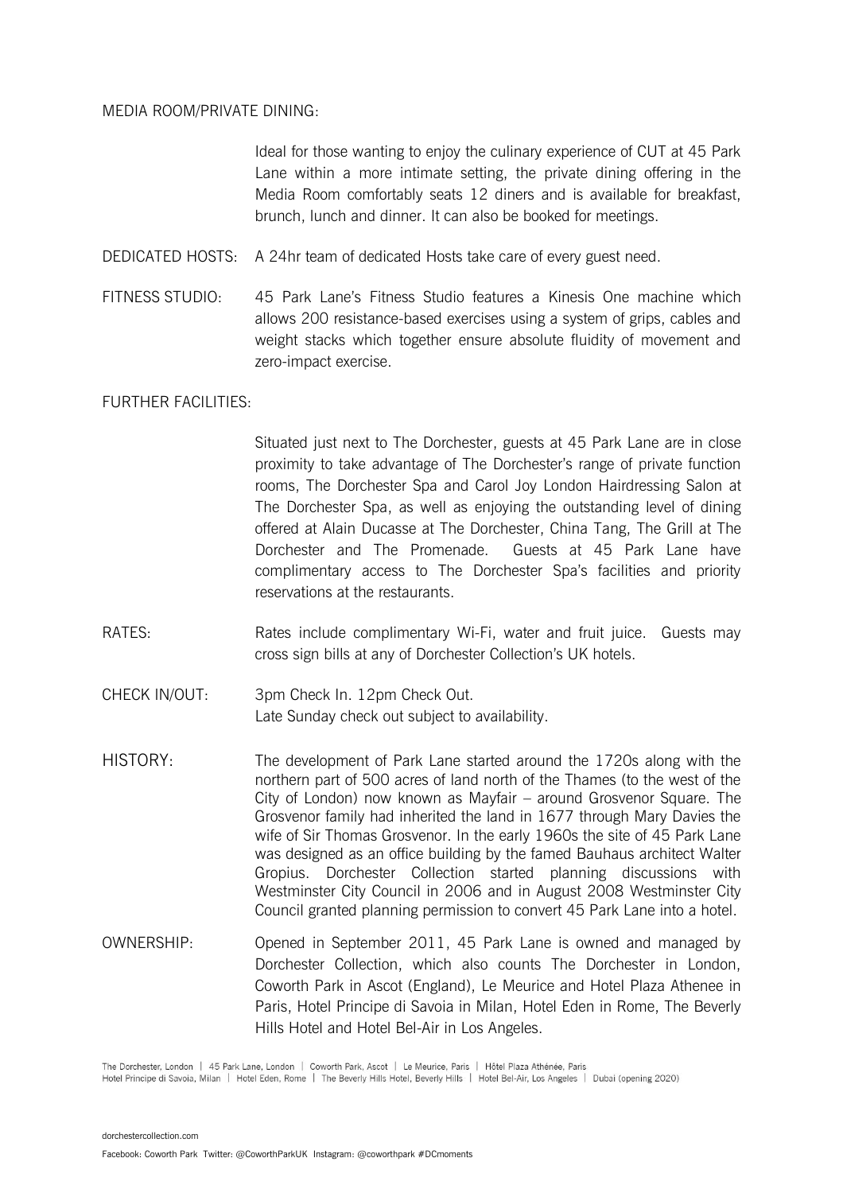MEDIA ROOM/PRIVATE DINING:

Ideal for those wanting to enjoy the culinary experience of CUT at 45 Park Lane within a more intimate setting, the private dining offering in the Media Room comfortably seats 12 diners and is available for breakfast, brunch, lunch and dinner. It can also be booked for meetings.

DEDICATED HOSTS: A 24hr team of dedicated Hosts take care of every guest need.

FITNESS STUDIO: 45 Park Lane's Fitness Studio features a Kinesis One machine which allows 200 resistance-based exercises using a system of grips, cables and weight stacks which together ensure absolute fluidity of movement and zero-impact exercise.

FURTHER FACILITIES:

Situated just next to The Dorchester, guests at 45 Park Lane are in close proximity to take advantage of The Dorchester's range of private function rooms, The Dorchester Spa and Carol Joy London Hairdressing Salon at The Dorchester Spa, as well as enjoying the outstanding level of dining offered at Alain Ducasse at The Dorchester, China Tang, The Grill at The Dorchester and The Promenade. Guests at 45 Park Lane have complimentary access to The Dorchester Spa's facilities and priority reservations at the restaurants.

RATES: Rates include complimentary Wi-Fi, water and fruit juice. Guests may cross sign bills at any of Dorchester Collection's UK hotels.

CHECK IN/OUT: 3pm Check In. 12pm Check Out.
Late Sunday check out subject to availability.

HISTORY: The development of Park Lane started around the 1720s along with the northern part of 500 acres of land north of the Thames (to the west of the City of London) now known as Mayfair – around Grosvenor Square. The Grosvenor family had inherited the land in 1677 through Mary Davies the wife of Sir Thomas Grosvenor. In the early 1960s the site of 45 Park Lane was designed as an office building by the famed Bauhaus architect Walter Gropius. Dorchester Collection started planning discussions with Westminster City Council in 2006 and in August 2008 Westminster City Council granted planning permission to convert 45 Park Lane into a hotel.

OWNERSHIP: Opened in September 2011, 45 Park Lane is owned and managed by Dorchester Collection, which also counts The Dorchester in London, Coworth Park in Ascot (England), Le Meurice and Hotel Plaza Athenee in Paris, Hotel Principe di Savoia in Milan, Hotel Eden in Rome, The Beverly Hills Hotel and Hotel Bel-Air in Los Angeles.

The Dorchester, London | 45 Park Lane, London | Coworth Park, Ascot | Le Meurice, Paris | Hôtel Plaza Athénée, Paris
Hotel Principe di Savoia, Milan | Hotel Eden, Rome | The Beverly Hills Hotel, Beverly Hills | Hotel Bel-Air, Los Angeles | Dubai (opening 2020)

dorchestercollection.com

Facebook: Coworth Park Twitter: @CoworthParkUK Instagram: @coworthpark #DCmoments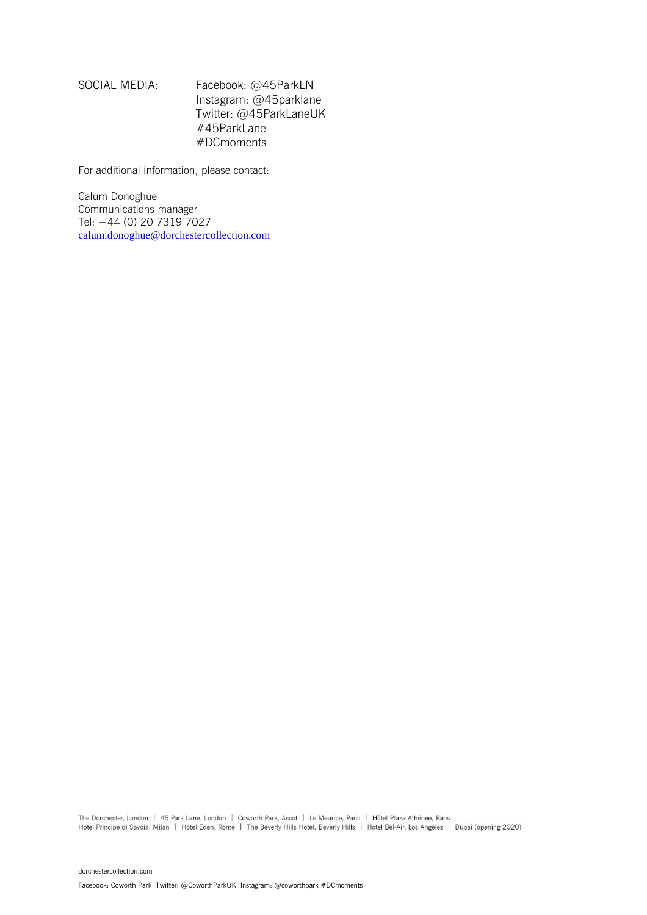SOCIAL MEDIA:

Facebook: @45ParkLN
Instagram: @45parklane
Twitter: @45ParkLaneUK
#45ParkLane
#DCmoments

For additional information, please contact:

Calum Donoghue
Communications manager
Tel: +44 (0) 20 7319 7027
calum.donoghue@dorchestercollection.com

The Dorchester, London | 45 Park Lane, London | Coworth Park, Ascot | Le Meurice, Paris | Hôtel Plaza Athénée, Paris
Hotel Principe di Savoia, Milan | Hotel Eden, Rome | The Beverly Hills Hotel, Beverly Hills | Hotel Bel-Air, Los Angeles | Dubai (opening 2020)

dorchestercollection.com

Facebook: Coworth Park Twitter: @CoworthParkUK Instagram: @coworthpark #DCmoments